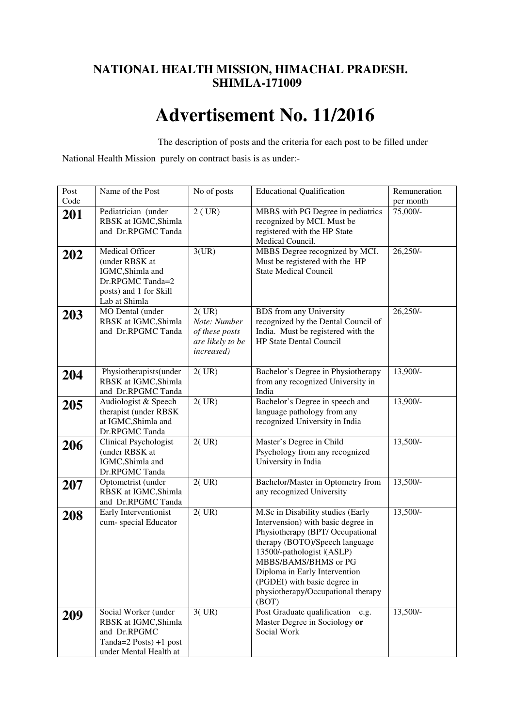**NATIONAL HEALTH MISSION, HIMACHAL PRADESH.**
**SHIMLA-171009**

# Advertisement No. 11/2016

The description of posts and the criteria for each post to be filled under National Health Mission purely on contract basis is as under:-

| Post Code | Name of the Post | No of posts | Educational Qualification | Remuneration per month |
|---|---|---|---|---|
| **201** | Pediatrician (under RBSK at IGMC,Shimla and Dr.RPGMC Tanda | 2 ( UR) | MBBS with PG Degree in pediatrics recognized by MCI. Must be registered with the HP State Medical Council. | 75,000/- |
| **202** | Medical Officer (under RBSK at IGMC,Shimla and Dr.RPGMC Tanda=2 posts) and 1 for Skill Lab at Shimla | 3(UR) | MBBS Degree recognized by MCI. Must be registered with the HP State Medical Council | 26,250/- |
| **203** | MO Dental (under RBSK at IGMC,Shimla and Dr.RPGMC Tanda | 2( UR) *Note: Number of these posts are likely to be increased)* | BDS from any University recognized by the Dental Council of India. Must be registered with the HP State Dental Council | 26,250/- |
| **204** | Physiotherapists(under RBSK at IGMC,Shimla and Dr.RPGMC Tanda | 2( UR) | Bachelor's Degree in Physiotherapy from any recognized University in India | 13,900/- |
| **205** | Audiologist & Speech therapist (under RBSK at IGMC,Shimla and Dr.RPGMC Tanda | 2( UR) | Bachelor's Degree in speech and language pathology from any recognized University in India | 13,900/- |
| **206** | Clinical Psychologist (under RBSK at IGMC,Shimla and Dr.RPGMC Tanda | 2( UR) | Master's Degree in Child Psychology from any recognized University in India | 13,500/- |
| **207** | Optometrist (under RBSK at IGMC,Shimla and Dr.RPGMC Tanda | 2( UR) | Bachelor/Master in Optometry from any recognized University | 13,500/- |
| **208** | Early Interventionist cum- special Educator | 2( UR) | M.Sc in Disability studies (Early Intervention) with basic degree in Physiotherapy (BPT/ Occupational therapy (BOTO)/Speech language 13500/-pathologist \|(ASLP) MBBS/BAMS/BHMS or PG Diploma in Early Intervention (PGDEI) with basic degree in physiotherapy/Occupational therapy (BOT) | 13,500/- |
| **209** | Social Worker (under RBSK at IGMC,Shimla and Dr.RPGMC Tanda=2 Posts) +1 post under Mental Health at | 3( UR) | Post Graduate qualification e.g. Master Degree in Sociology **or** Social Work | 13,500/- |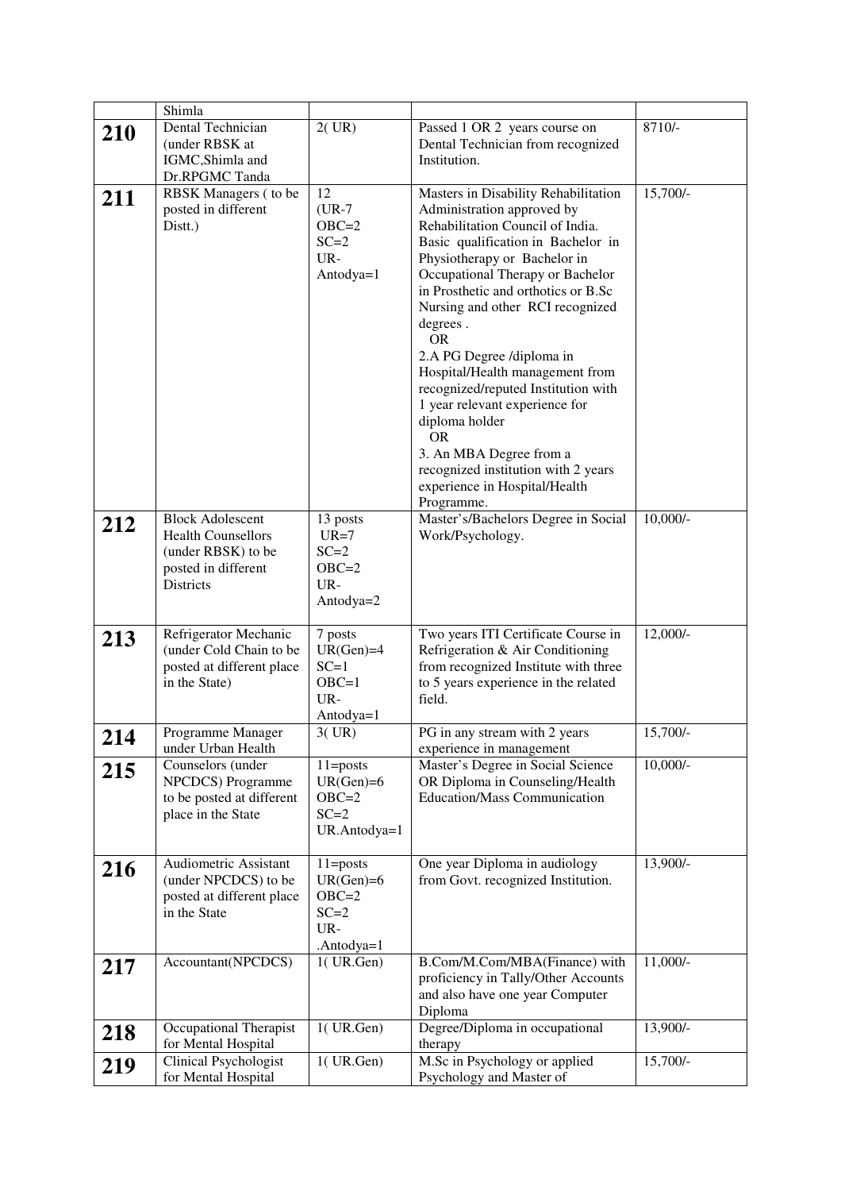| | | | | |
|---|---|---|---|---|
| | Shimla | | | |
| **210** | Dental Technician (under RBSK at IGMC,Shimla and Dr.RPGMC Tanda | 2( UR) | Passed 1 OR 2 years course on Dental Technician from recognized Institution. | 8710/- |
| **211** | RBSK Managers ( to be posted in different Distt.) | 12 (UR-7 OBC=2 SC=2 UR-Antodya=1 | Masters in Disability Rehabilitation Administration approved by Rehabilitation Council of India. Basic qualification in Bachelor in Physiotherapy or Bachelor in Occupational Therapy or Bachelor in Prosthetic and orthotics or B.Sc Nursing and other RCI recognized degrees . OR 2.A PG Degree /diploma in Hospital/Health management from recognized/reputed Institution with 1 year relevant experience for diploma holder OR 3. An MBA Degree from a recognized institution with 2 years experience in Hospital/Health Programme. | 15,700/- |
| **212** | Block Adolescent Health Counsellors (under RBSK) to be posted in different Districts | 13 posts UR=7 SC=2 OBC=2 UR-Antodya=2 | Master's/Bachelors Degree in Social Work/Psychology. | 10,000/- |
| **213** | Refrigerator Mechanic (under Cold Chain to be posted at different place in the State) | 7 posts UR(Gen)=4 SC=1 OBC=1 UR-Antodya=1 | Two years ITI Certificate Course in Refrigeration & Air Conditioning from recognized Institute with three to 5 years experience in the related field. | 12,000/- |
| **214** | Programme Manager under Urban Health | 3( UR) | PG in any stream with 2 years experience in management | 15,700/- |
| **215** | Counselors (under NPCDCS) Programme to be posted at different place in the State | 11=posts UR(Gen)=6 OBC=2 SC=2 UR.Antodya=1 | Master's Degree in Social Science OR Diploma in Counseling/Health Education/Mass Communication | 10,000/- |
| **216** | Audiometric Assistant (under NPCDCS) to be posted at different place in the State | 11=posts UR(Gen)=6 OBC=2 SC=2 UR-.Antodya=1 | One year Diploma in audiology from Govt. recognized Institution. | 13,900/- |
| **217** | Accountant(NPCDCS) | 1( UR.Gen) | B.Com/M.Com/MBA(Finance) with proficiency in Tally/Other Accounts and also have one year Computer Diploma | 11,000/- |
| **218** | Occupational Therapist for Mental Hospital | 1( UR.Gen) | Degree/Diploma in occupational therapy | 13,900/- |
| **219** | Clinical Psychologist for Mental Hospital | 1( UR.Gen) | M.Sc in Psychology or applied Psychology and Master of | 15,700/- |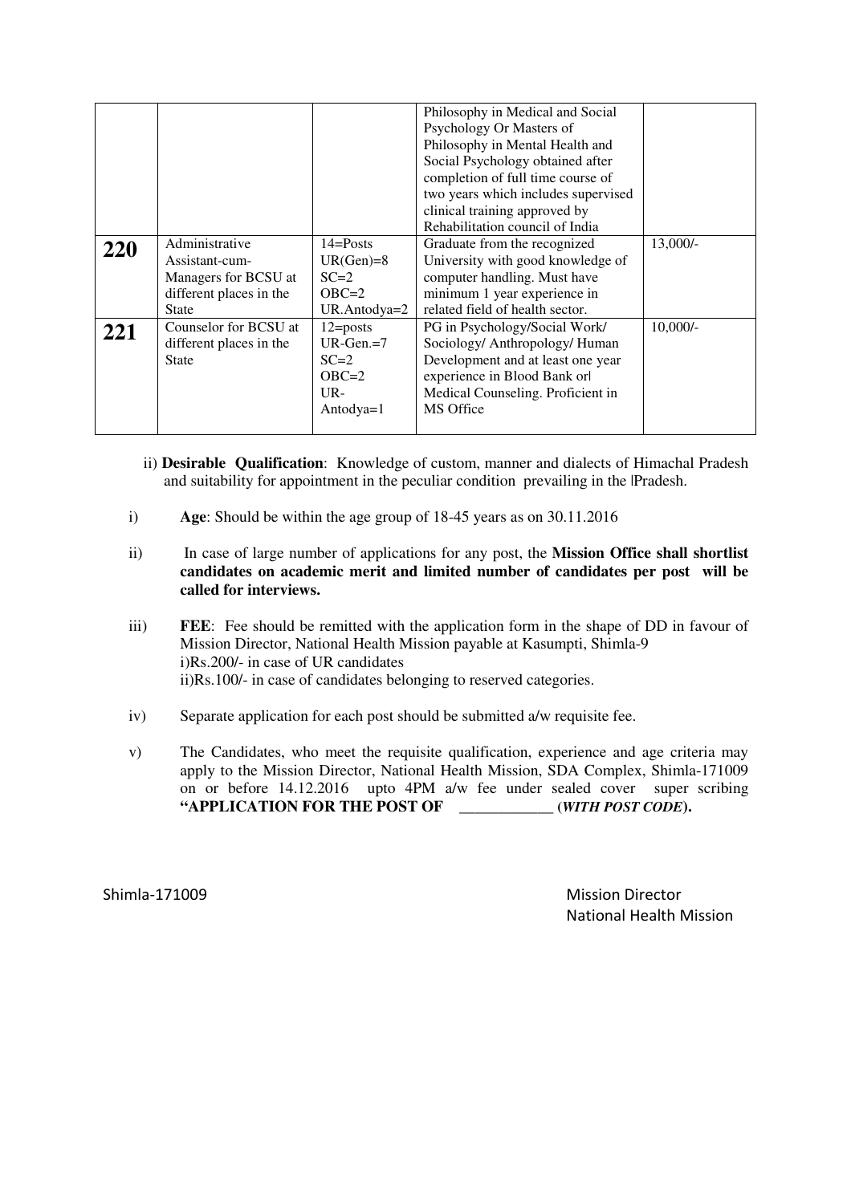| | | | | |
|---|---|---|---|---|
| | | | Philosophy in Medical and Social Psychology Or Masters of Philosophy in Mental Health and Social Psychology obtained after completion of full time course of two years which includes supervised clinical training approved by Rehabilitation council of India | |
| **220** | Administrative Assistant-cum-Managers for BCSU at different places in the State | 14=Posts<br>UR(Gen)=8<br>SC=2<br>OBC=2<br>UR.Antodya=2 | Graduate from the recognized University with good knowledge of computer handling. Must have minimum 1 year experience in related field of health sector. | 13,000/- |
| **221** | Counselor for BCSU at different places in the State | 12=posts<br>UR-Gen.=7<br>SC=2<br>OBC=2<br>UR-Antodya=1 | PG in Psychology/Social Work/ Sociology/ Anthropology/ Human Development and at least one year experience in Blood Bank or Medical Counseling. Proficient in MS Office | 10,000/- |

ii) **Desirable Qualification**: Knowledge of custom, manner and dialects of Himachal Pradesh and suitability for appointment in the peculiar condition prevailing in the Pradesh.

i) **Age**: Should be within the age group of 18-45 years as on 30.11.2016

ii) In case of large number of applications for any post, the **Mission Office shall shortlist candidates on academic merit and limited number of candidates per post will be called for interviews.**

iii) **FEE**: Fee should be remitted with the application form in the shape of DD in favour of Mission Director, National Health Mission payable at Kasumpti, Shimla-9
i)Rs.200/- in case of UR candidates
ii)Rs.100/- in case of candidates belonging to reserved categories.

iv) Separate application for each post should be submitted a/w requisite fee.

v) The Candidates, who meet the requisite qualification, experience and age criteria may apply to the Mission Director, National Health Mission, SDA Complex, Shimla-171009 on or before 14.12.2016 upto 4PM a/w fee under sealed cover super scribing **"APPLICATION FOR THE POST OF \_\_\_\_\_\_\_\_\_\_\_\_ (*WITH POST CODE*).**

Shimla-171009

Mission Director
National Health Mission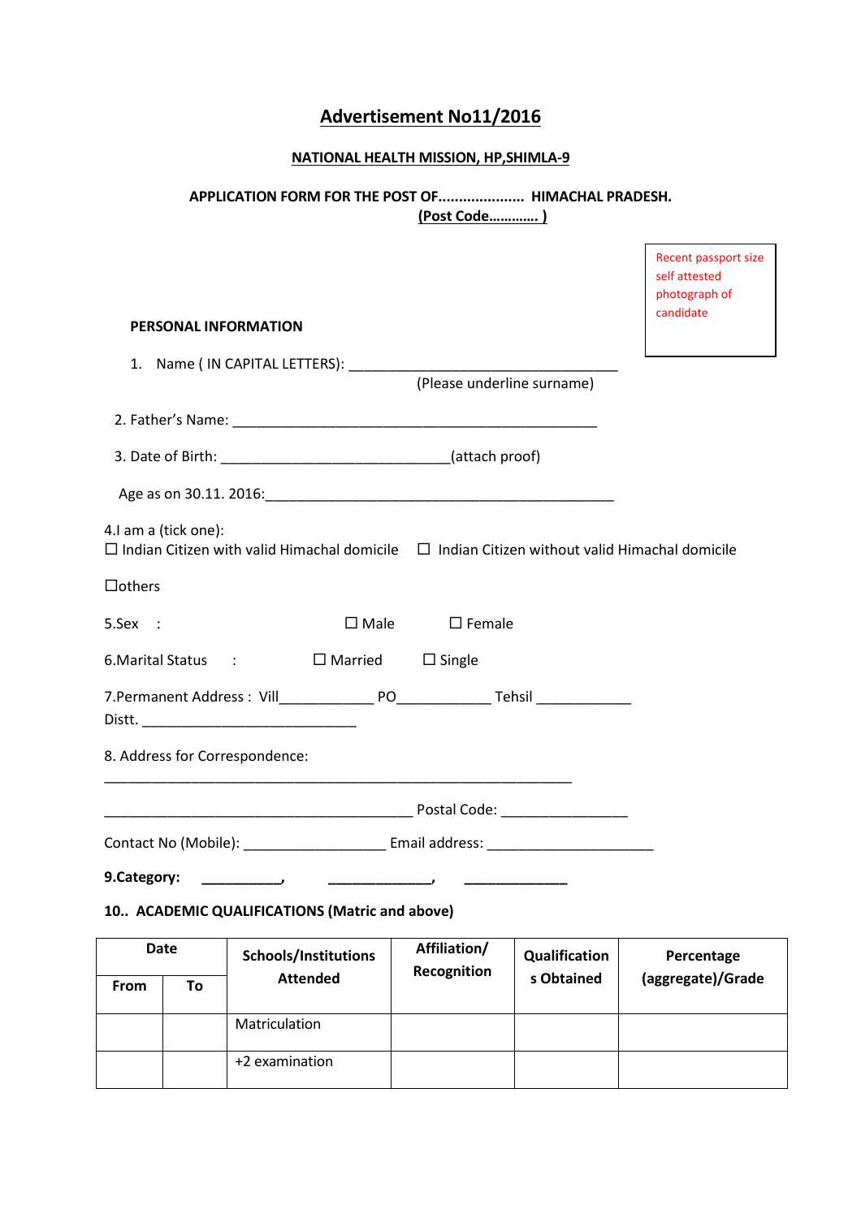# Advertisement No11/2016

**NATIONAL HEALTH MISSION, HP,SHIMLA-9**

**APPLICATION FORM FOR THE POST OF..................... HIMACHAL PRADESH.**
**(Post Code…………. )**

Recent passport size self attested photograph of candidate

**PERSONAL INFORMATION**

1. Name ( IN CAPITAL LETTERS): ____________________________________
(Please underline surname)

2. Father's Name: _________________________________________________

3. Date of Birth: ______________________________(attach proof)

Age as on 30.11. 2016:______________________________________________

4.I am a (tick one):
☐ Indian Citizen with valid Himachal domicile ☐ Indian Citizen without valid Himachal domicile

☐others

5.Sex : ☐ Male ☐ Female

6.Marital Status : ☐ Married ☐ Single

7.Permanent Address : Vill____________ PO____________ Tehsil ____________
Distt. ____________________________

8. Address for Correspondence:

______________________________________________________________

_________________________________________ Postal Code: ________________

Contact No (Mobile): __________________ Email address: _____________________

**9.Category: __________, _____________, _____________**

**10.. ACADEMIC QUALIFICATIONS (Matric and above)**

| Date | | Schools/Institutions Attended | Affiliation/ Recognition | Qualifications Obtained | Percentage (aggregate)/Grade |
|---|---|---|---|---|---|
| From | To | | | | |
| | | Matriculation | | | |
| | | +2 examination | | | |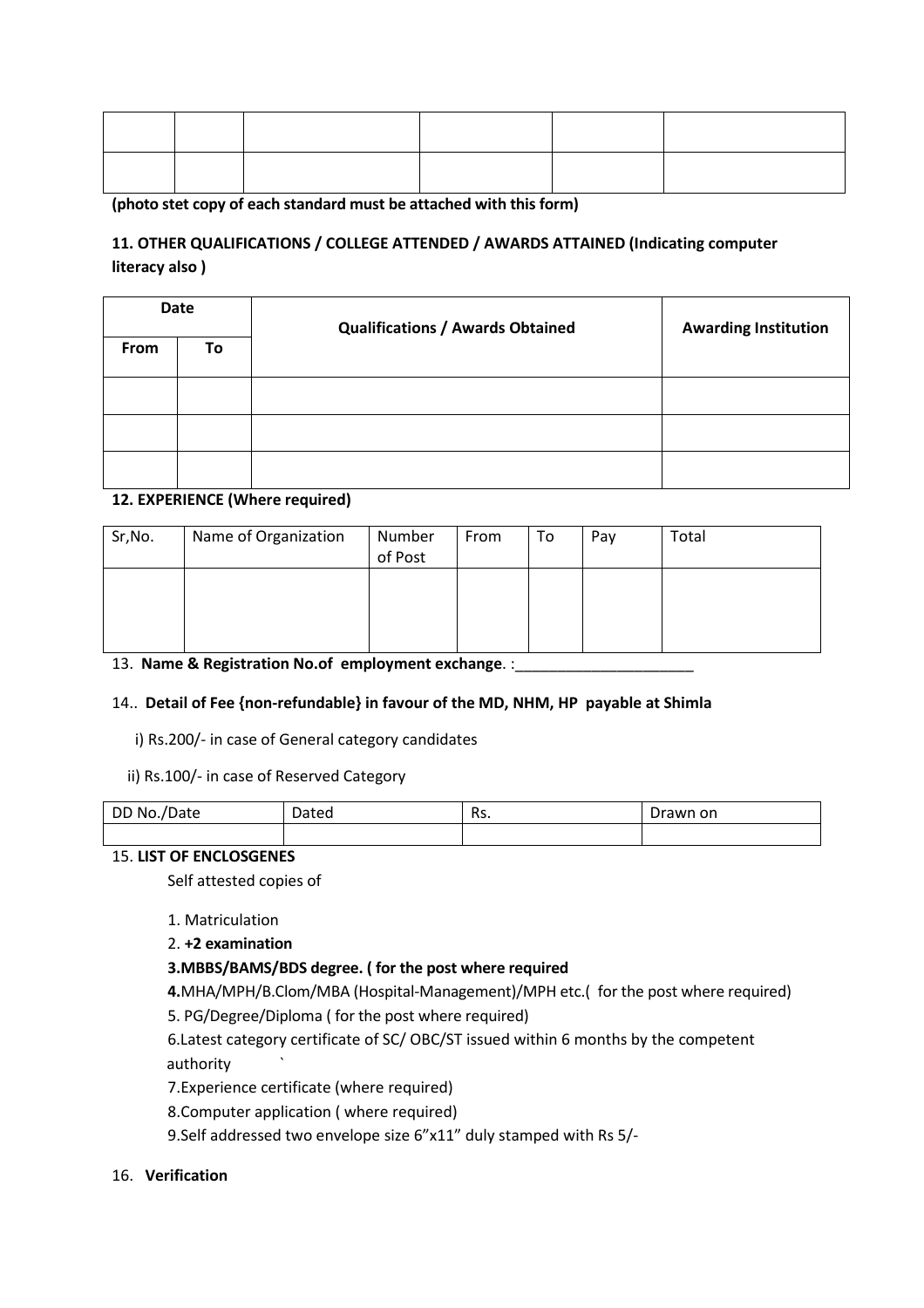| | | | | | |
|---|---|---|---|---|---|
| | | | | | |
| | | | | | |

**(photo stet copy of each standard must be attached with this form)**

**11. OTHER QUALIFICATIONS / COLLEGE ATTENDED / AWARDS ATTAINED (Indicating computer literacy also )**

| Date | | Qualifications / Awards Obtained | Awarding Institution |
|---|---|---|---|
| From | To | | |
| | | | |
| | | | |
| | | | |

**12. EXPERIENCE (Where required)**

| Sr,No. | Name of Organization | Number of Post | From | To | Pay | Total |
|---|---|---|---|---|---|---|
| | | | | | | |

13. **Name & Registration No.of employment exchange**. :_____________________

14.. **Detail of Fee {non-refundable} in favour of the MD, NHM, HP payable at Shimla**

i) Rs.200/- in case of General category candidates

ii) Rs.100/- in case of Reserved Category

| DD No./Date | Dated | Rs. | Drawn on |
|---|---|---|---|
| | | | |

15. **LIST OF ENCLOSGENES**

Self attested copies of

1. Matriculation
2. **+2 examination**
3. **MBBS/BAMS/BDS degree. ( for the post where required**
4. MHA/MPH/B.Clom/MBA (Hospital-Management)/MPH etc.( for the post where required)
5. PG/Degree/Diploma ( for the post where required)
6. Latest category certificate of SC/ OBC/ST issued within 6 months by the competent authority `
7. Experience certificate (where required)
8. Computer application ( where required)
9. Self addressed two envelope size 6"x11" duly stamped with Rs 5/-

16. **Verification**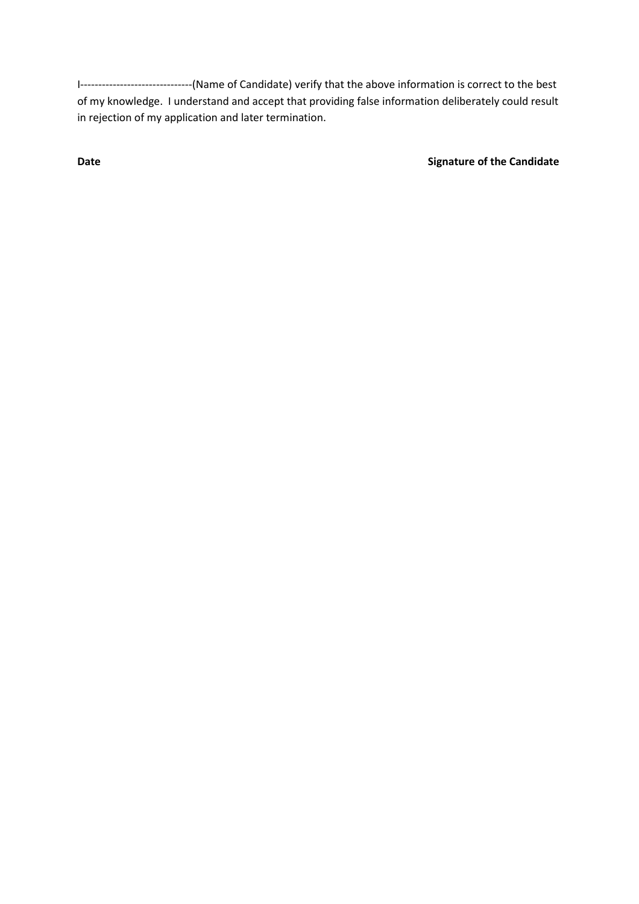I-------------------------------(Name of Candidate) verify that the above information is correct to the best of my knowledge. I understand and accept that providing false information deliberately could result in rejection of my application and later termination.

**Date** **Signature of the Candidate**